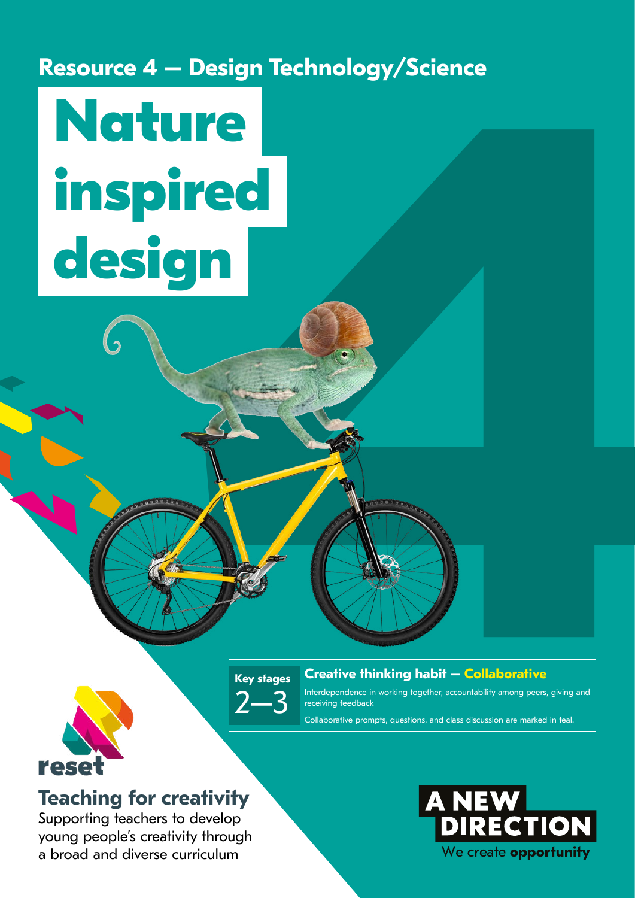## Resource 4 – Design Technology/Science

# Nature inspired design

**Key stages**
2–3

**Creative thinking habit – Collaborative**

Interdependence in working together, accountability among peers, giving and receiving feedback

Collaborative prompts, questions, and class discussion are marked in teal.

reset

**Teaching for creativity**

Supporting teachers to develop young people's creativity through a broad and diverse curriculum

A NEW DIRECTION

We create **opportunity**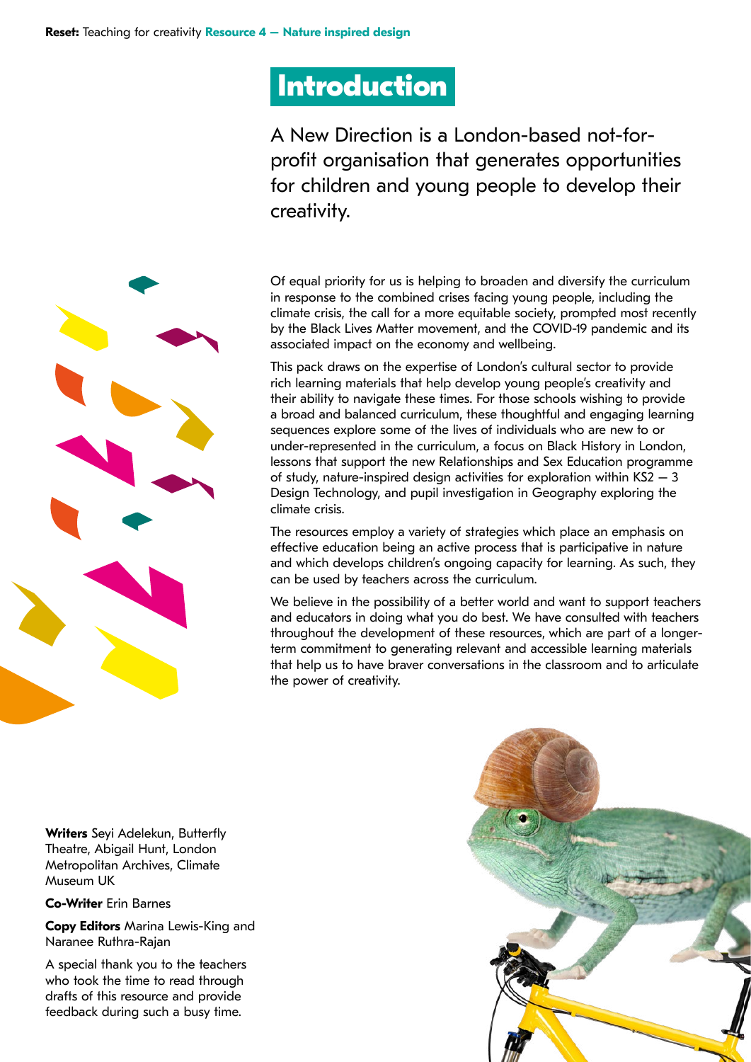# Introduction

A New Direction is a London-based not-for-profit organisation that generates opportunities for children and young people to develop their creativity.

Of equal priority for us is helping to broaden and diversify the curriculum in response to the combined crises facing young people, including the climate crisis, the call for a more equitable society, prompted most recently by the Black Lives Matter movement, and the COVID-19 pandemic and its associated impact on the economy and wellbeing.

This pack draws on the expertise of London's cultural sector to provide rich learning materials that help develop young people's creativity and their ability to navigate these times. For those schools wishing to provide a broad and balanced curriculum, these thoughtful and engaging learning sequences explore some of the lives of individuals who are new to or under-represented in the curriculum, a focus on Black History in London, lessons that support the new Relationships and Sex Education programme of study, nature-inspired design activities for exploration within KS2 — 3 Design Technology, and pupil investigation in Geography exploring the climate crisis.

The resources employ a variety of strategies which place an emphasis on effective education being an active process that is participative in nature and which develops children's ongoing capacity for learning. As such, they can be used by teachers across the curriculum.

We believe in the possibility of a better world and want to support teachers and educators in doing what you do best. We have consulted with teachers throughout the development of these resources, which are part of a longer-term commitment to generating relevant and accessible learning materials that help us to have braver conversations in the classroom and to articulate the power of creativity.

**Writers** Seyi Adelekun, Butterfly Theatre, Abigail Hunt, London Metropolitan Archives, Climate Museum UK

**Co-Writer** Erin Barnes

**Copy Editors** Marina Lewis-King and Naranee Ruthra-Rajan

A special thank you to the teachers who took the time to read through drafts of this resource and provide feedback during such a busy time.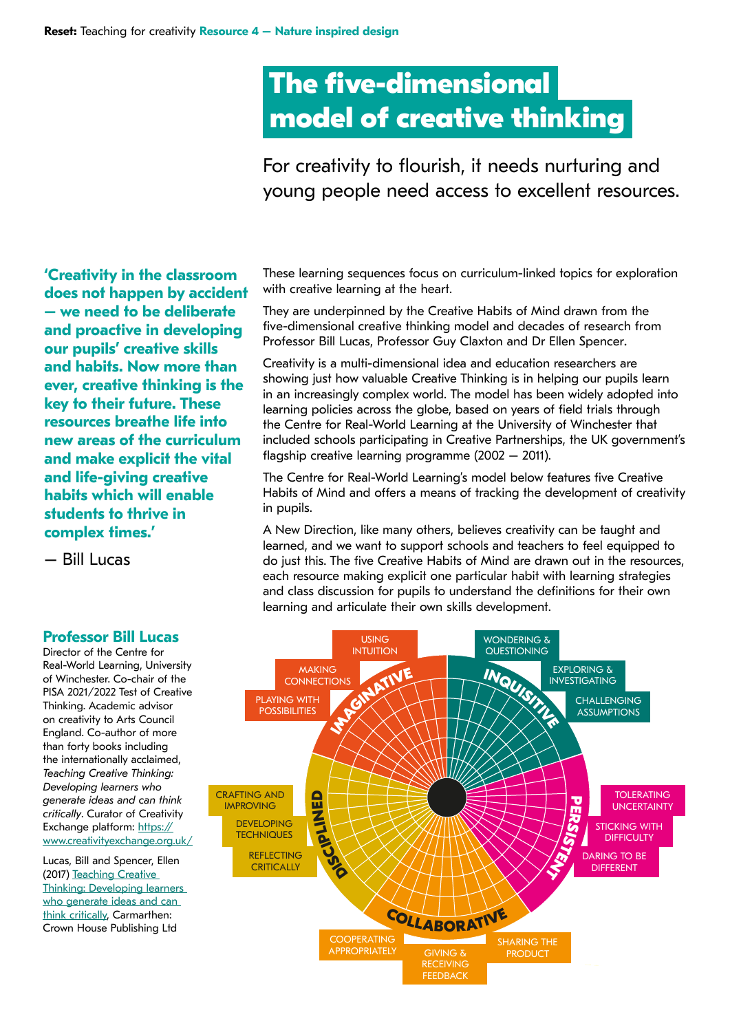# The five-dimensional model of creative thinking

For creativity to flourish, it needs nurturing and young people need access to excellent resources.

**'Creativity in the classroom does not happen by accident — we need to be deliberate and proactive in developing our pupils' creative skills and habits. Now more than ever, creative thinking is the key to their future. These resources breathe life into new areas of the curriculum and make explicit the vital and life-giving creative habits which will enable students to thrive in complex times.'**

— Bill Lucas

These learning sequences focus on curriculum-linked topics for exploration with creative learning at the heart.

They are underpinned by the Creative Habits of Mind drawn from the five-dimensional creative thinking model and decades of research from Professor Bill Lucas, Professor Guy Claxton and Dr Ellen Spencer.

Creativity is a multi-dimensional idea and education researchers are showing just how valuable Creative Thinking is in helping our pupils learn in an increasingly complex world. The model has been widely adopted into learning policies across the globe, based on years of field trials through the Centre for Real-World Learning at the University of Winchester that included schools participating in Creative Partnerships, the UK government's flagship creative learning programme (2002 — 2011).

The Centre for Real-World Learning's model below features five Creative Habits of Mind and offers a means of tracking the development of creativity in pupils.

A New Direction, like many others, believes creativity can be taught and learned, and we want to support schools and teachers to feel equipped to do just this. The five Creative Habits of Mind are drawn out in the resources, each resource making explicit one particular habit with learning strategies and class discussion for pupils to understand the definitions for their own learning and articulate their own skills development.

### Professor Bill Lucas

Director of the Centre for Real-World Learning, University of Winchester. Co-chair of the PISA 2021/2022 Test of Creative Thinking. Academic advisor on creativity to Arts Council England. Co-author of more than forty books including the internationally acclaimed, *Teaching Creative Thinking: Developing learners who generate ideas and can think critically*. Curator of Creativity Exchange platform: https://www.creativityexchange.org.uk/

Lucas, Bill and Spencer, Ellen (2017) Teaching Creative Thinking: Developing learners who generate ideas and can think critically, Carmarthen: Crown House Publishing Ltd

**IMAGINATIVE**
- USING INTUITION
- MAKING CONNECTIONS
- PLAYING WITH POSSIBILITIES

**INQUISITIVE**
- WONDERING & QUESTIONING
- EXPLORING & INVESTIGATING
- CHALLENGING ASSUMPTIONS

**PERSISTENT**
- TOLERATING UNCERTAINTY
- STICKING WITH DIFFICULTY
- DARING TO BE DIFFERENT

**COLLABORATIVE**
- COOPERATING APPROPRIATELY
- GIVING & RECEIVING FEEDBACK
- SHARING THE PRODUCT

**DISCIPLINED**
- CRAFTING AND IMPROVING
- DEVELOPING TECHNIQUES
- REFLECTING CRITICALLY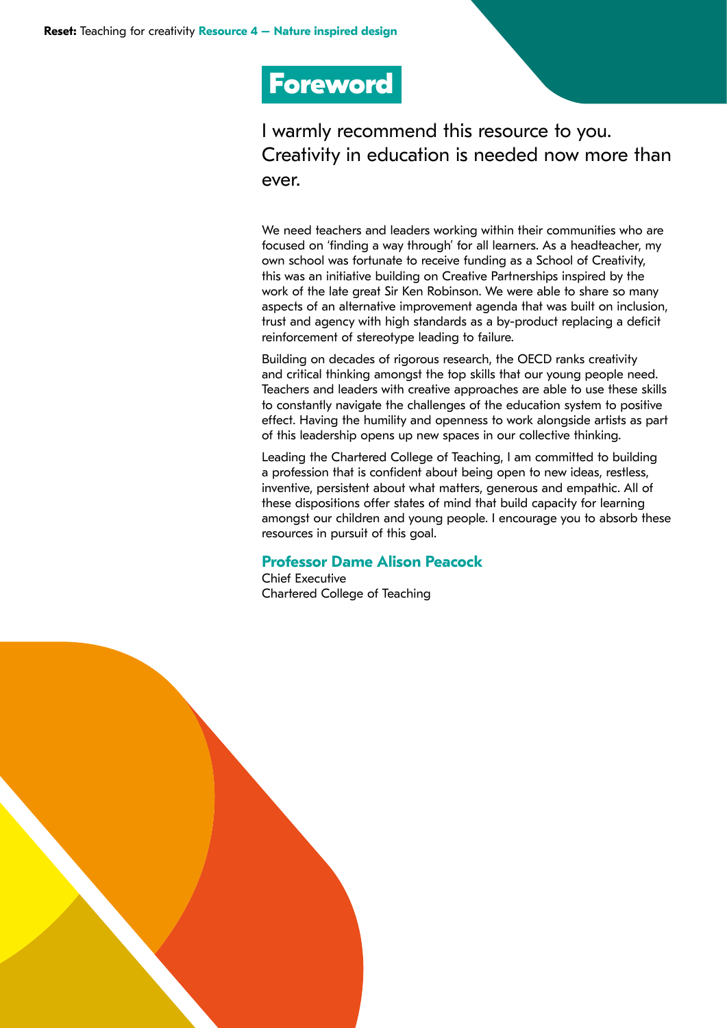# Foreword

I warmly recommend this resource to you. Creativity in education is needed now more than ever.

We need teachers and leaders working within their communities who are focused on 'finding a way through' for all learners. As a headteacher, my own school was fortunate to receive funding as a School of Creativity, this was an initiative building on Creative Partnerships inspired by the work of the late great Sir Ken Robinson. We were able to share so many aspects of an alternative improvement agenda that was built on inclusion, trust and agency with high standards as a by-product replacing a deficit reinforcement of stereotype leading to failure.

Building on decades of rigorous research, the OECD ranks creativity and critical thinking amongst the top skills that our young people need. Teachers and leaders with creative approaches are able to use these skills to constantly navigate the challenges of the education system to positive effect. Having the humility and openness to work alongside artists as part of this leadership opens up new spaces in our collective thinking.

Leading the Chartered College of Teaching, I am committed to building a profession that is confident about being open to new ideas, restless, inventive, persistent about what matters, generous and empathic. All of these dispositions offer states of mind that build capacity for learning amongst our children and young people. I encourage you to absorb these resources in pursuit of this goal.

**Professor Dame Alison Peacock**
Chief Executive
Chartered College of Teaching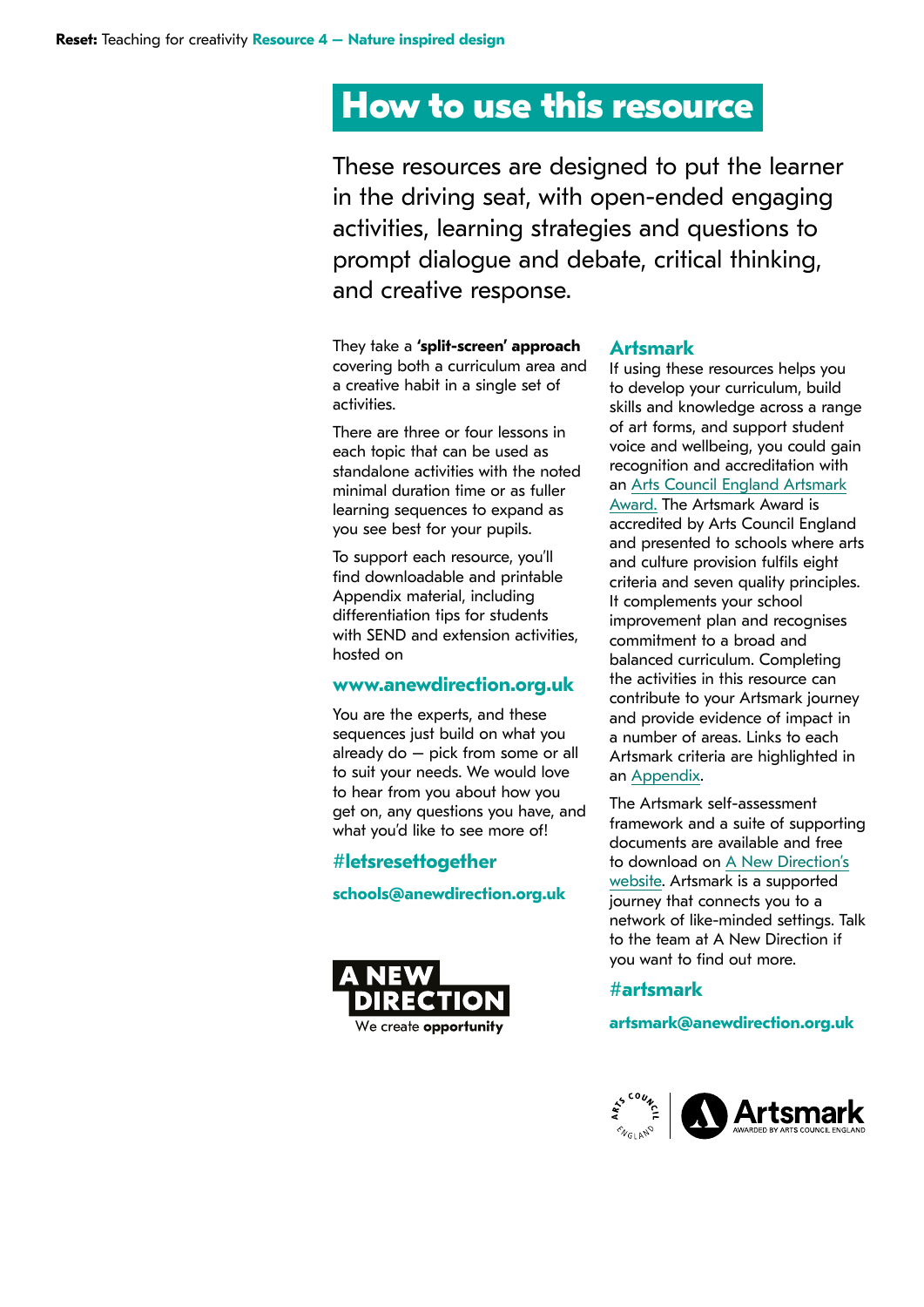# How to use this resource

These resources are designed to put the learner in the driving seat, with open-ended engaging activities, learning strategies and questions to prompt dialogue and debate, critical thinking, and creative response.

They take a **'split-screen' approach** covering both a curriculum area and a creative habit in a single set of activities.

There are three or four lessons in each topic that can be used as standalone activities with the noted minimal duration time or as fuller learning sequences to expand as you see best for your pupils.

To support each resource, you'll find downloadable and printable Appendix material, including differentiation tips for students with SEND and extension activities, hosted on

**www.anewdirection.org.uk**

You are the experts, and these sequences just build on what you already do — pick from some or all to suit your needs. We would love to hear from you about how you get on, any questions you have, and what you'd like to see more of!

**#letsresettogether**

**schools@anewdirection.org.uk**

A NEW DIRECTION
We create **opportunity**

## Artsmark

If using these resources helps you to develop your curriculum, build skills and knowledge across a range of art forms, and support student voice and wellbeing, you could gain recognition and accreditation with an Arts Council England Artsmark Award. The Artsmark Award is accredited by Arts Council England and presented to schools where arts and culture provision fulfils eight criteria and seven quality principles. It complements your school improvement plan and recognises commitment to a broad and balanced curriculum. Completing the activities in this resource can contribute to your Artsmark journey and provide evidence of impact in a number of areas. Links to each Artsmark criteria are highlighted in an Appendix.

The Artsmark self-assessment framework and a suite of supporting documents are available and free to download on A New Direction's website. Artsmark is a supported journey that connects you to a network of like-minded settings. Talk to the team at A New Direction if you want to find out more.

**#artsmark**

**artsmark@anewdirection.org.uk**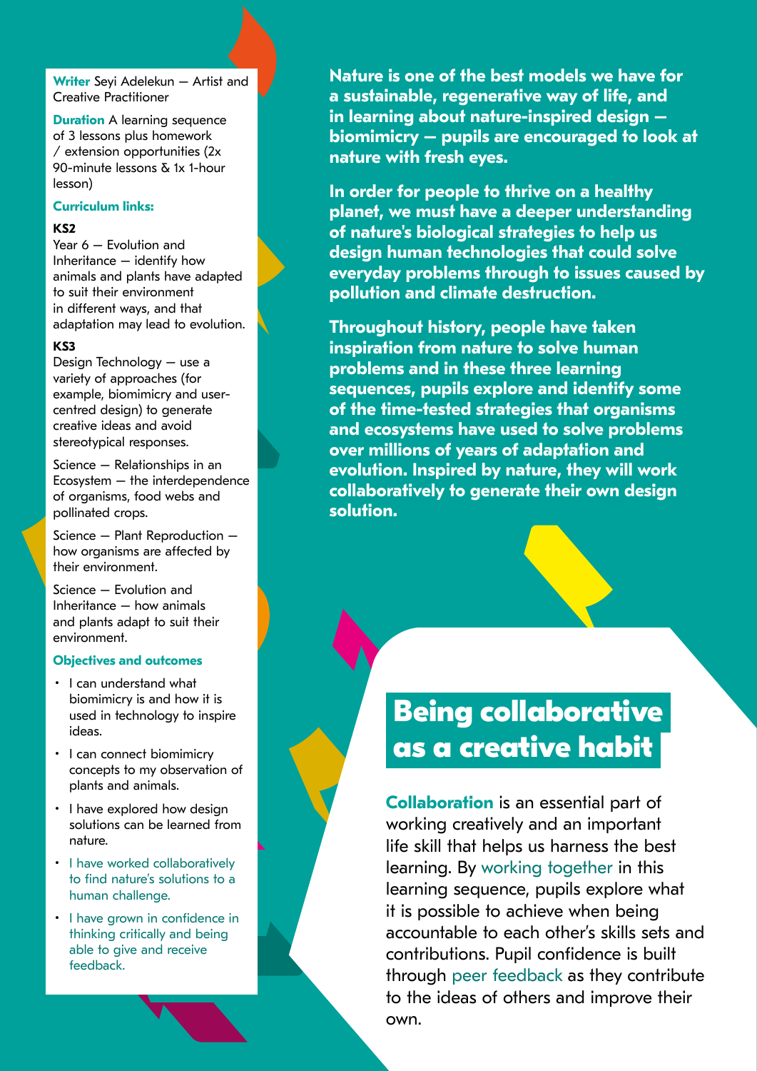**Writer** Seyi Adelekun – Artist and Creative Practitioner

**Duration** A learning sequence of 3 lessons plus homework / extension opportunities (2x 90-minute lessons & 1x 1-hour lesson)

**Curriculum links:**

**KS2**

Year 6 – Evolution and Inheritance – identify how animals and plants have adapted to suit their environment in different ways, and that adaptation may lead to evolution.

**KS3**

Design Technology – use a variety of approaches (for example, biomimicry and user-centred design) to generate creative ideas and avoid stereotypical responses.

Science – Relationships in an Ecosystem – the interdependence of organisms, food webs and pollinated crops.

Science – Plant Reproduction – how organisms are affected by their environment.

Science – Evolution and Inheritance – how animals and plants adapt to suit their environment.

**Objectives and outcomes**

- I can understand what biomimicry is and how it is used in technology to inspire ideas.
- I can connect biomimicry concepts to my observation of plants and animals.
- I have explored how design solutions can be learned from nature.
- I have worked collaboratively to find nature's solutions to a human challenge.
- I have grown in confidence in thinking critically and being able to give and receive feedback.

**Nature is one of the best models we have for a sustainable, regenerative way of life, and in learning about nature-inspired design – biomimicry – pupils are encouraged to look at nature with fresh eyes.**

**In order for people to thrive on a healthy planet, we must have a deeper understanding of nature's biological strategies to help us design human technologies that could solve everyday problems through to issues caused by pollution and climate destruction.**

**Throughout history, people have taken inspiration from nature to solve human problems and in these three learning sequences, pupils explore and identify some of the time-tested strategies that organisms and ecosystems have used to solve problems over millions of years of adaptation and evolution. Inspired by nature, they will work collaboratively to generate their own design solution.**

## Being collaborative as a creative habit

**Collaboration** is an essential part of working creatively and an important life skill that helps us harness the best learning. By working together in this learning sequence, pupils explore what it is possible to achieve when being accountable to each other's skills sets and contributions. Pupil confidence is built through peer feedback as they contribute to the ideas of others and improve their own.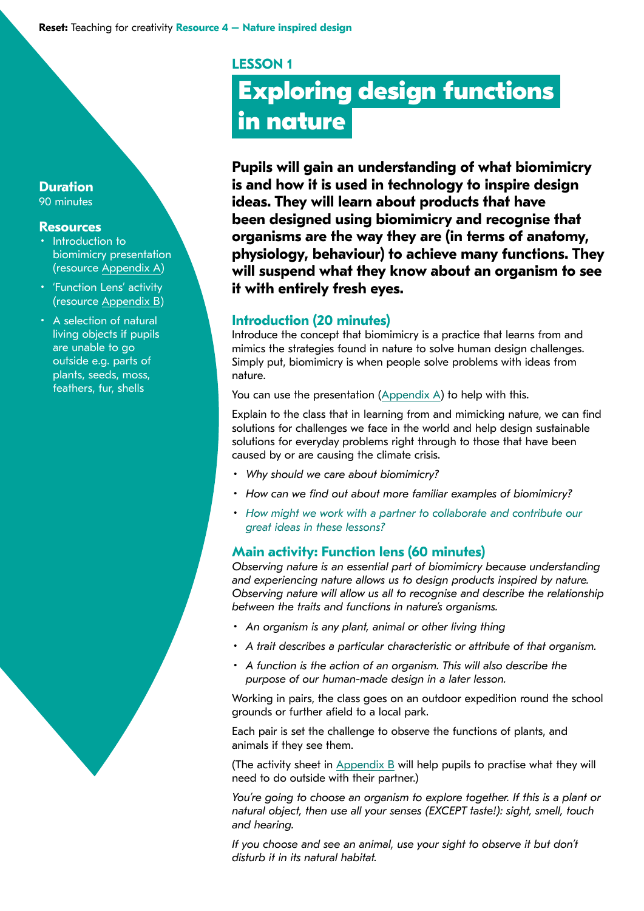## LESSON 1

# Exploring design functions in nature

**Duration**
90 minutes

**Resources**

- Introduction to biomimicry presentation (resource Appendix A)
- 'Function Lens' activity (resource Appendix B)
- A selection of natural living objects if pupils are unable to go outside e.g. parts of plants, seeds, moss, feathers, fur, shells

**Pupils will gain an understanding of what biomimicry is and how it is used in technology to inspire design ideas. They will learn about products that have been designed using biomimicry and recognise that organisms are the way they are (in terms of anatomy, physiology, behaviour) to achieve many functions. They will suspend what they know about an organism to see it with entirely fresh eyes.**

### Introduction (20 minutes)

Introduce the concept that biomimicry is a practice that learns from and mimics the strategies found in nature to solve human design challenges. Simply put, biomimicry is when people solve problems with ideas from nature.

You can use the presentation (Appendix A) to help with this.

Explain to the class that in learning from and mimicking nature, we can find solutions for challenges we face in the world and help design sustainable solutions for everyday problems right through to those that have been caused by or are causing the climate crisis.

- *Why should we care about biomimicry?*
- *How can we find out about more familiar examples of biomimicry?*
- *How might we work with a partner to collaborate and contribute our great ideas in these lessons?*

### Main activity: Function lens (60 minutes)

*Observing nature is an essential part of biomimicry because understanding and experiencing nature allows us to design products inspired by nature. Observing nature will allow us all to recognise and describe the relationship between the traits and functions in nature's organisms.*

- *An organism is any plant, animal or other living thing*
- *A trait describes a particular characteristic or attribute of that organism.*
- *A function is the action of an organism. This will also describe the purpose of our human-made design in a later lesson.*

Working in pairs, the class goes on an outdoor expedition round the school grounds or further afield to a local park.

Each pair is set the challenge to observe the functions of plants, and animals if they see them.

(The activity sheet in Appendix B will help pupils to practise what they will need to do outside with their partner.)

*You're going to choose an organism to explore together. If this is a plant or natural object, then use all your senses (EXCEPT taste!): sight, smell, touch and hearing.*

*If you choose and see an animal, use your sight to observe it but don't disturb it in its natural habitat.*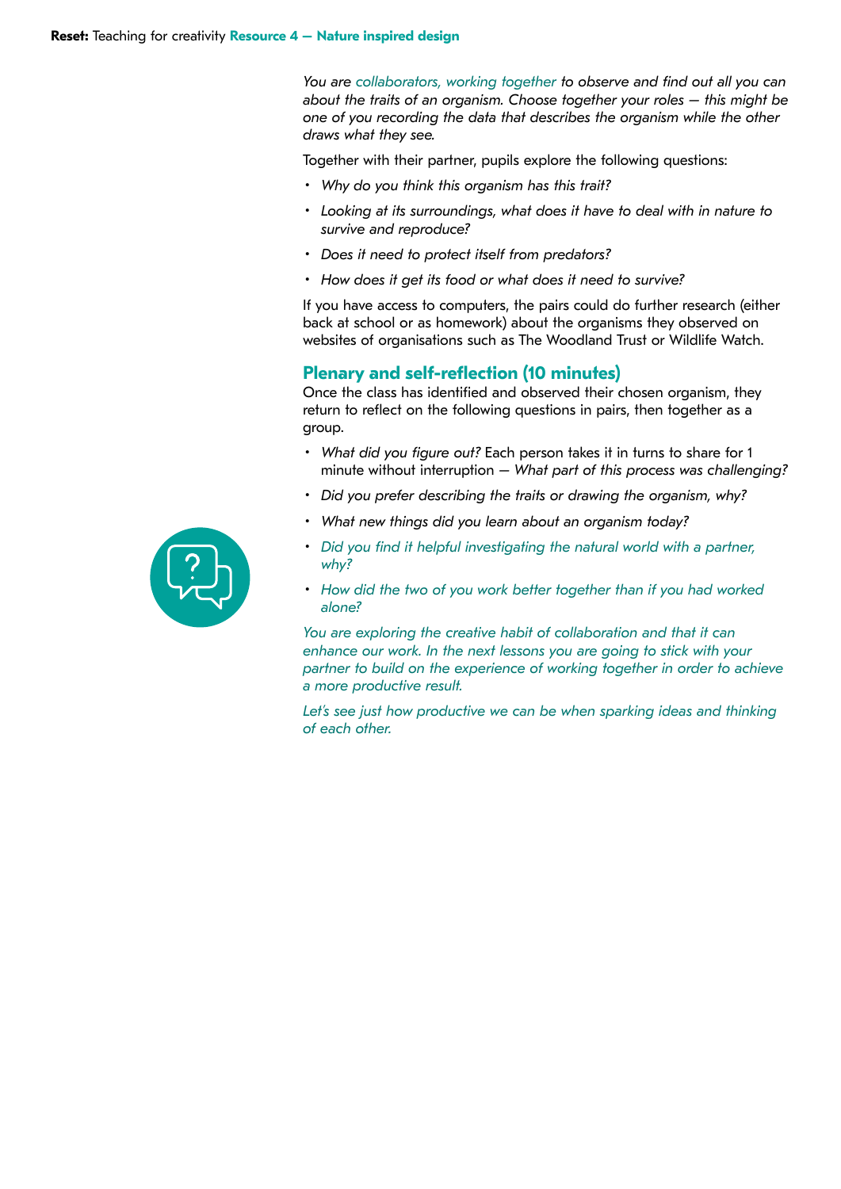*You are collaborators, working together to observe and find out all you can about the traits of an organism. Choose together your roles — this might be one of you recording the data that describes the organism while the other draws what they see.*

Together with their partner, pupils explore the following questions:

- *Why do you think this organism has this trait?*
- *Looking at its surroundings, what does it have to deal with in nature to survive and reproduce?*
- *Does it need to protect itself from predators?*
- *How does it get its food or what does it need to survive?*

If you have access to computers, the pairs could do further research (either back at school or as homework) about the organisms they observed on websites of organisations such as The Woodland Trust or Wildlife Watch.

## Plenary and self-reflection (10 minutes)

Once the class has identified and observed their chosen organism, they return to reflect on the following questions in pairs, then together as a group.

- *What did you figure out?* Each person takes it in turns to share for 1 minute without interruption — *What part of this process was challenging?*
- *Did you prefer describing the traits or drawing the organism, why?*
- *What new things did you learn about an organism today?*
- *Did you find it helpful investigating the natural world with a partner, why?*
- *How did the two of you work better together than if you had worked alone?*

*You are exploring the creative habit of collaboration and that it can enhance our work. In the next lessons you are going to stick with your partner to build on the experience of working together in order to achieve a more productive result.*

*Let's see just how productive we can be when sparking ideas and thinking of each other.*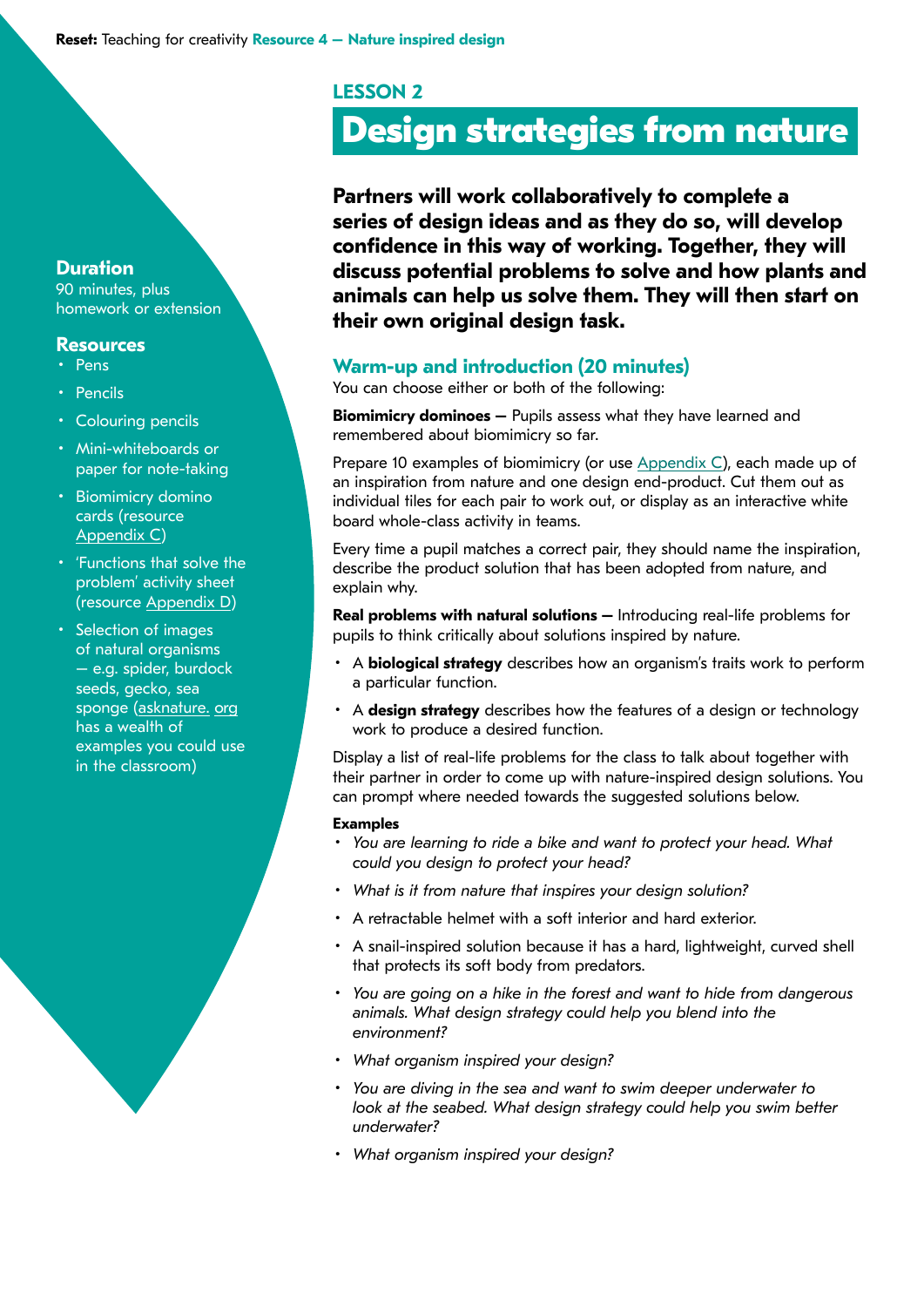## LESSON 2

# Design strategies from nature

**Partners will work collaboratively to complete a series of design ideas and as they do so, will develop confidence in this way of working. Together, they will discuss potential problems to solve and how plants and animals can help us solve them. They will then start on their own original design task.**

### Duration

90 minutes, plus homework or extension

### Resources

- Pens
- Pencils
- Colouring pencils
- Mini-whiteboards or paper for note-taking
- Biomimicry domino cards (resource Appendix C)
- 'Functions that solve the problem' activity sheet (resource Appendix D)
- Selection of images of natural organisms – e.g. spider, burdock seeds, gecko, sea sponge (asknature. org has a wealth of examples you could use in the classroom)

### Warm-up and introduction (20 minutes)

You can choose either or both of the following:

**Biomimicry dominoes –** Pupils assess what they have learned and remembered about biomimicry so far.

Prepare 10 examples of biomimicry (or use Appendix C), each made up of an inspiration from nature and one design end-product. Cut them out as individual tiles for each pair to work out, or display as an interactive white board whole-class activity in teams.

Every time a pupil matches a correct pair, they should name the inspiration, describe the product solution that has been adopted from nature, and explain why.

**Real problems with natural solutions –** Introducing real-life problems for pupils to think critically about solutions inspired by nature.

- A **biological strategy** describes how an organism's traits work to perform a particular function.
- A **design strategy** describes how the features of a design or technology work to produce a desired function.

Display a list of real-life problems for the class to talk about together with their partner in order to come up with nature-inspired design solutions. You can prompt where needed towards the suggested solutions below.

**Examples**

- *You are learning to ride a bike and want to protect your head. What could you design to protect your head?*
- *What is it from nature that inspires your design solution?*
- A retractable helmet with a soft interior and hard exterior.
- A snail-inspired solution because it has a hard, lightweight, curved shell that protects its soft body from predators.
- *You are going on a hike in the forest and want to hide from dangerous animals. What design strategy could help you blend into the environment?*
- *What organism inspired your design?*
- *You are diving in the sea and want to swim deeper underwater to look at the seabed. What design strategy could help you swim better underwater?*
- *What organism inspired your design?*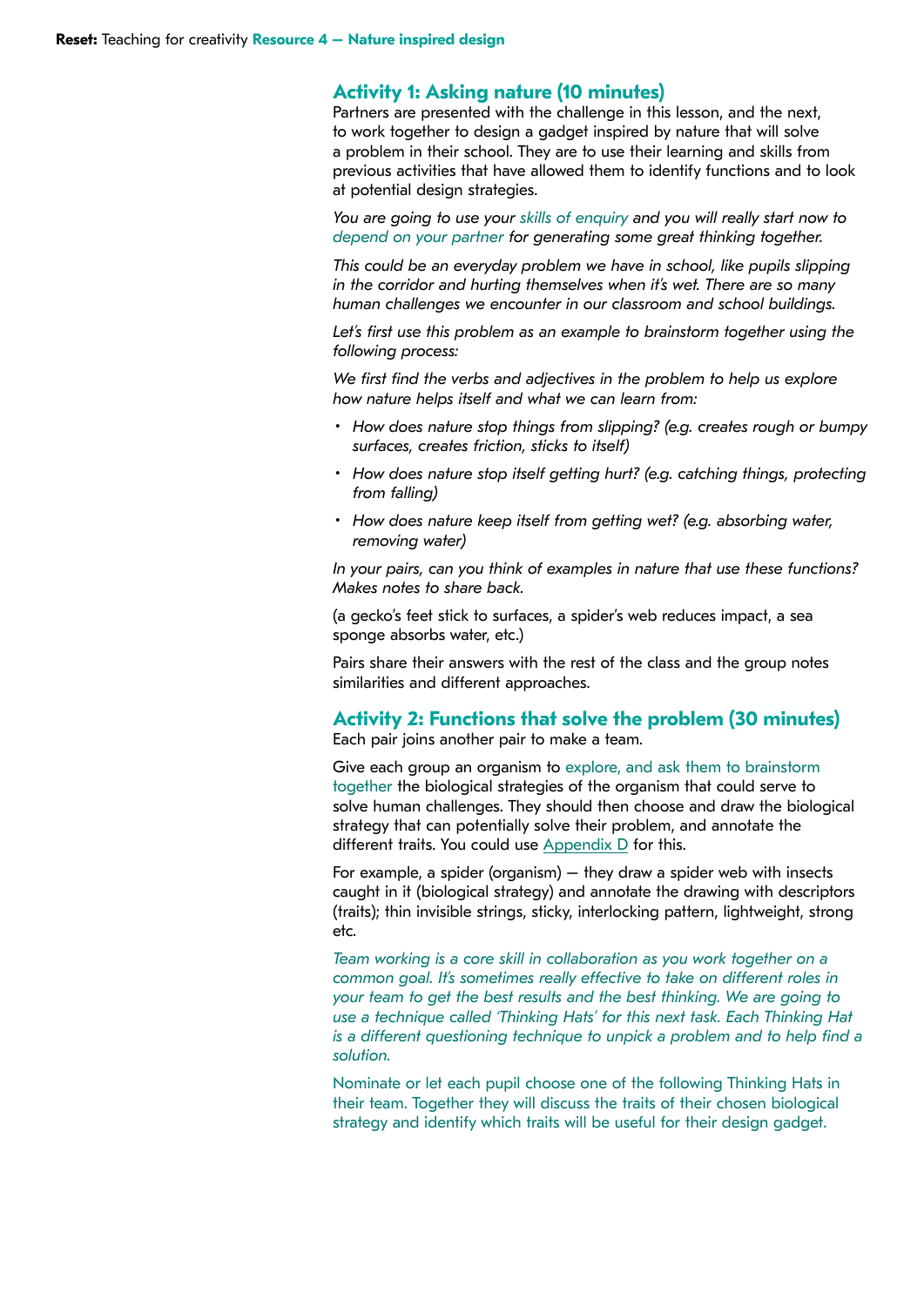## Activity 1: Asking nature (10 minutes)

Partners are presented with the challenge in this lesson, and the next, to work together to design a gadget inspired by nature that will solve a problem in their school. They are to use their learning and skills from previous activities that have allowed them to identify functions and to look at potential design strategies.

*You are going to use your skills of enquiry and you will really start now to depend on your partner for generating some great thinking together.*

*This could be an everyday problem we have in school, like pupils slipping in the corridor and hurting themselves when it's wet. There are so many human challenges we encounter in our classroom and school buildings.*

*Let's first use this problem as an example to brainstorm together using the following process:*

*We first find the verbs and adjectives in the problem to help us explore how nature helps itself and what we can learn from:*

- *How does nature stop things from slipping? (e.g. creates rough or bumpy surfaces, creates friction, sticks to itself)*
- *How does nature stop itself getting hurt? (e.g. catching things, protecting from falling)*
- *How does nature keep itself from getting wet? (e.g. absorbing water, removing water)*

*In your pairs, can you think of examples in nature that use these functions? Makes notes to share back.*

(a gecko's feet stick to surfaces, a spider's web reduces impact, a sea sponge absorbs water, etc.)

Pairs share their answers with the rest of the class and the group notes similarities and different approaches.

## Activity 2: Functions that solve the problem (30 minutes)

Each pair joins another pair to make a team.

Give each group an organism to explore, and ask them to brainstorm together the biological strategies of the organism that could serve to solve human challenges. They should then choose and draw the biological strategy that can potentially solve their problem, and annotate the different traits. You could use Appendix D for this.

For example, a spider (organism) – they draw a spider web with insects caught in it (biological strategy) and annotate the drawing with descriptors (traits); thin invisible strings, sticky, interlocking pattern, lightweight, strong etc.

*Team working is a core skill in collaboration as you work together on a common goal. It's sometimes really effective to take on different roles in your team to get the best results and the best thinking. We are going to use a technique called 'Thinking Hats' for this next task. Each Thinking Hat is a different questioning technique to unpick a problem and to help find a solution.*

Nominate or let each pupil choose one of the following Thinking Hats in their team. Together they will discuss the traits of their chosen biological strategy and identify which traits will be useful for their design gadget.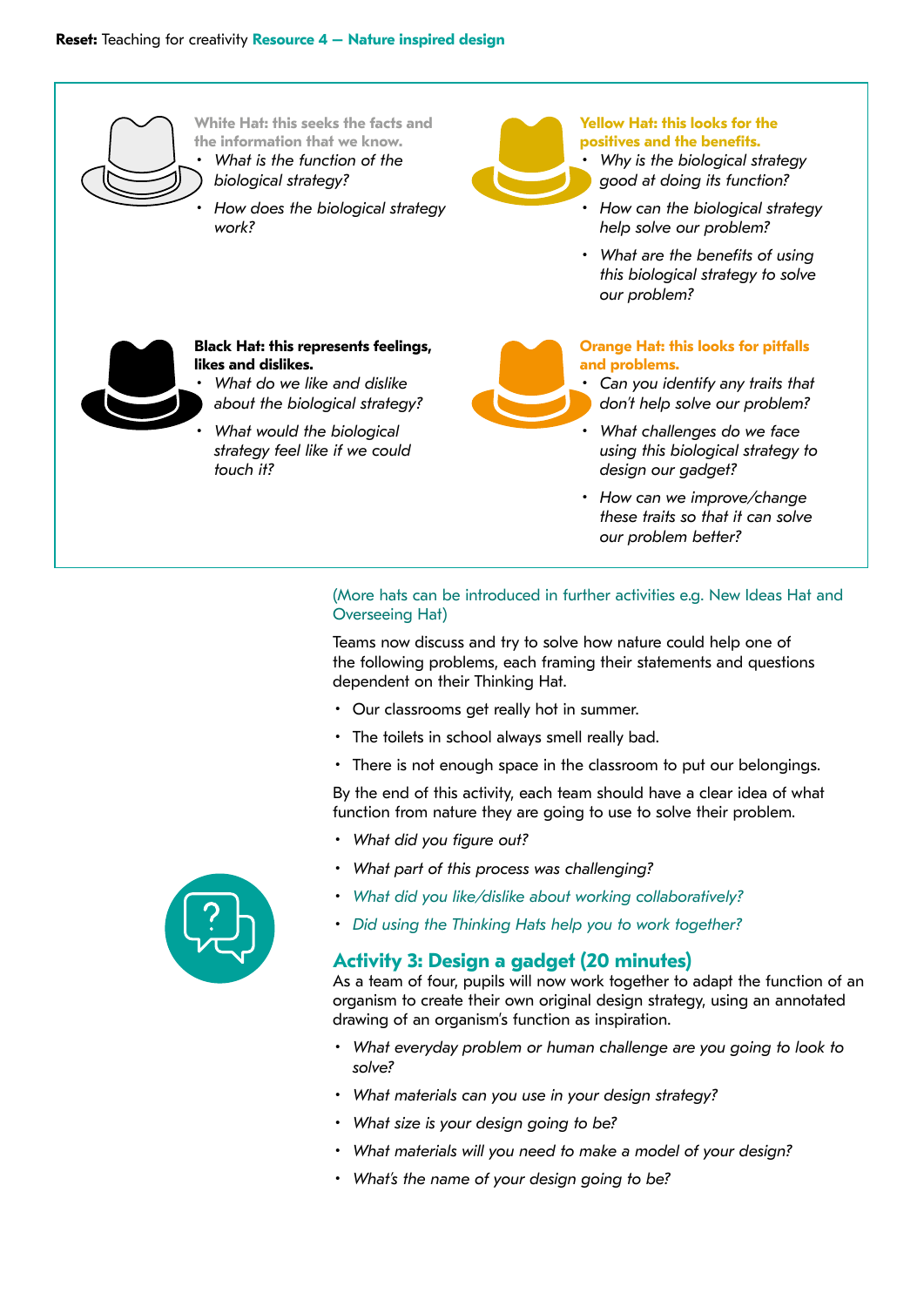**White Hat: this seeks the facts and the information that we know.**

- *What is the function of the biological strategy?*
- *How does the biological strategy work?*

**Yellow Hat: this looks for the positives and the benefits.**

- *Why is the biological strategy good at doing its function?*
- *How can the biological strategy help solve our problem?*
- *What are the benefits of using this biological strategy to solve our problem?*

**Black Hat: this represents feelings, likes and dislikes.**

- *What do we like and dislike about the biological strategy?*
- *What would the biological strategy feel like if we could touch it?*

**Orange Hat: this looks for pitfalls and problems.**

- *Can you identify any traits that don't help solve our problem?*
- *What challenges do we face using this biological strategy to design our gadget?*
- *How can we improve/change these traits so that it can solve our problem better?*

(More hats can be introduced in further activities e.g. New Ideas Hat and Overseeing Hat)

Teams now discuss and try to solve how nature could help one of the following problems, each framing their statements and questions dependent on their Thinking Hat.

- Our classrooms get really hot in summer.
- The toilets in school always smell really bad.
- There is not enough space in the classroom to put our belongings.

By the end of this activity, each team should have a clear idea of what function from nature they are going to use to solve their problem.

- *What did you figure out?*
- *What part of this process was challenging?*
- *What did you like/dislike about working collaboratively?*
- *Did using the Thinking Hats help you to work together?*

## Activity 3: Design a gadget (20 minutes)

As a team of four, pupils will now work together to adapt the function of an organism to create their own original design strategy, using an annotated drawing of an organism's function as inspiration.

- *What everyday problem or human challenge are you going to look to solve?*
- *What materials can you use in your design strategy?*
- *What size is your design going to be?*
- *What materials will you need to make a model of your design?*
- *What's the name of your design going to be?*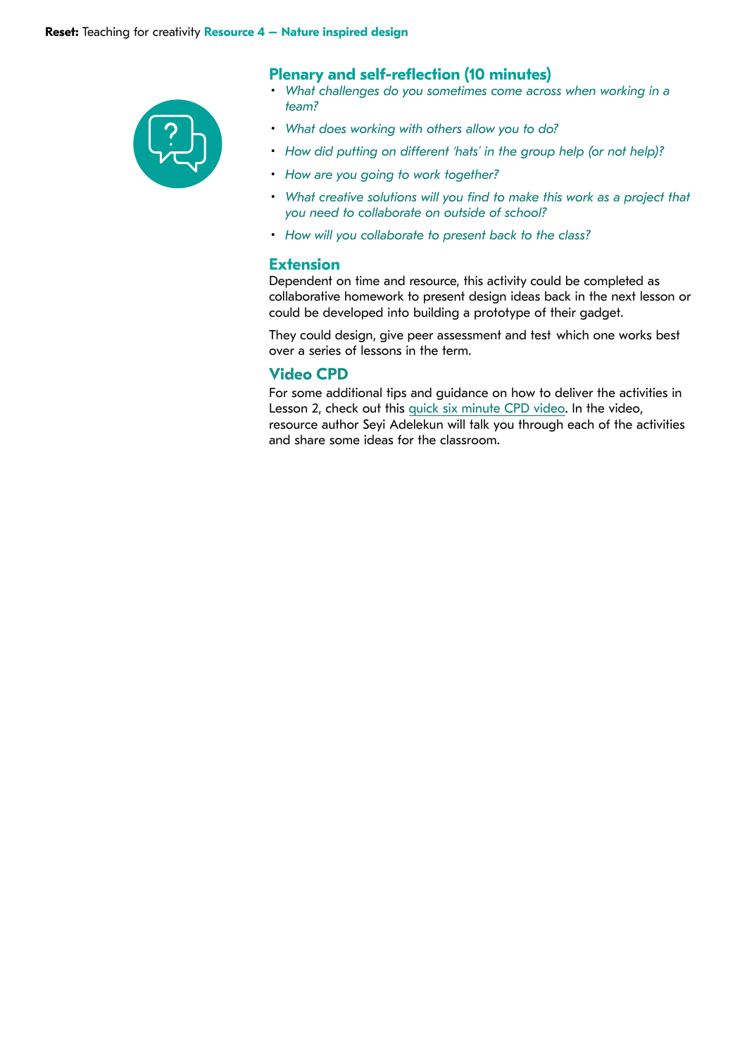## Plenary and self-reflection (10 minutes)

- *What challenges do you sometimes come across when working in a team?*
- *What does working with others allow you to do?*
- *How did putting on different 'hats' in the group help (or not help)?*
- *How are you going to work together?*
- *What creative solutions will you find to make this work as a project that you need to collaborate on outside of school?*
- *How will you collaborate to present back to the class?*

## Extension

Dependent on time and resource, this activity could be completed as collaborative homework to present design ideas back in the next lesson or could be developed into building a prototype of their gadget.

They could design, give peer assessment and test which one works best over a series of lessons in the term.

## Video CPD

For some additional tips and guidance on how to deliver the activities in Lesson 2, check out this quick six minute CPD video. In the video, resource author Seyi Adelekun will talk you through each of the activities and share some ideas for the classroom.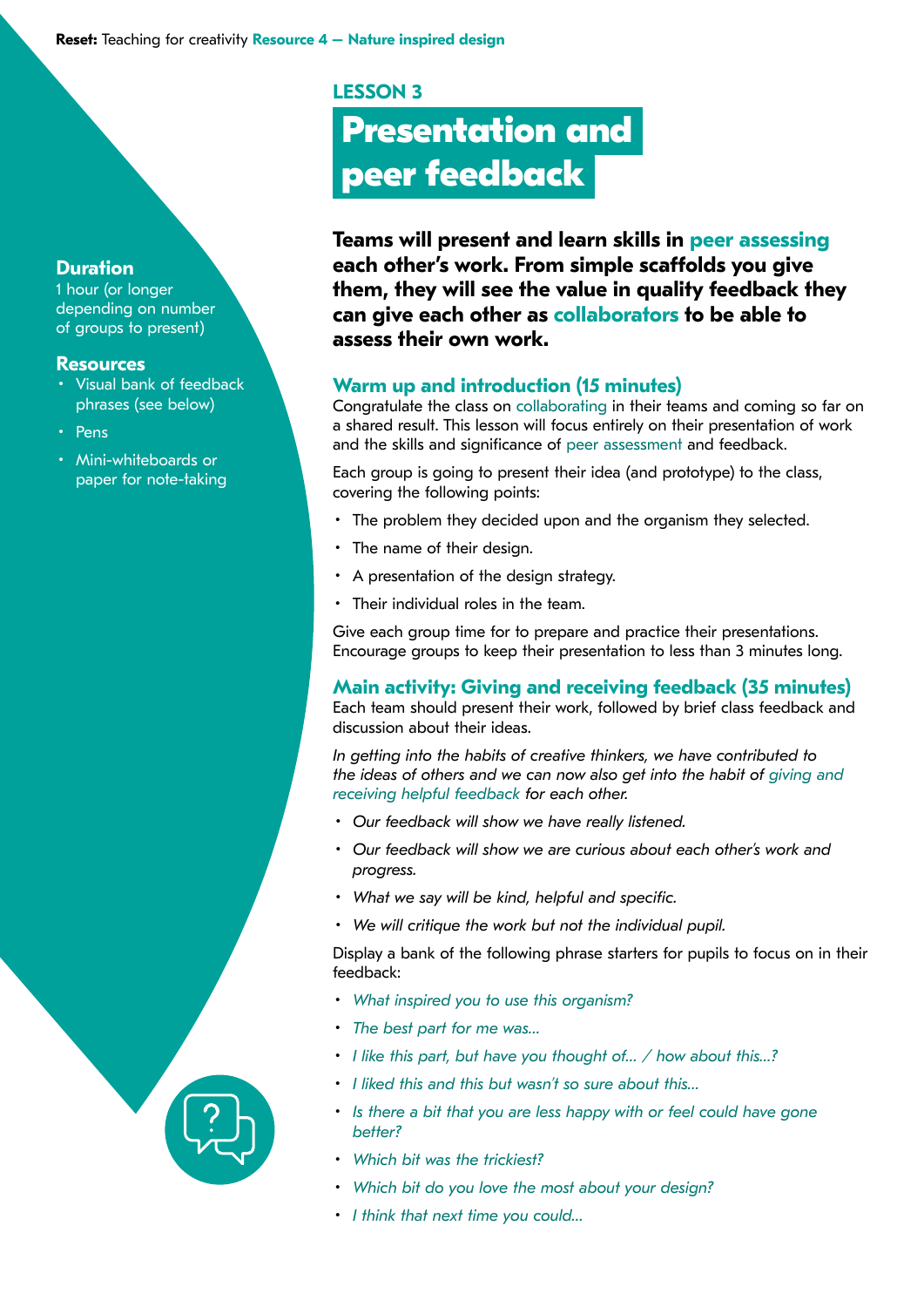## LESSON 3

# Presentation and peer feedback

**Duration**
1 hour (or longer depending on number of groups to present)

**Resources**
- Visual bank of feedback phrases (see below)
- Pens
- Mini-whiteboards or paper for note-taking

**Teams will present and learn skills in peer assessing each other's work. From simple scaffolds you give them, they will see the value in quality feedback they can give each other as collaborators to be able to assess their own work.**

### Warm up and introduction (15 minutes)

Congratulate the class on collaborating in their teams and coming so far on a shared result. This lesson will focus entirely on their presentation of work and the skills and significance of peer assessment and feedback.

Each group is going to present their idea (and prototype) to the class, covering the following points:

- The problem they decided upon and the organism they selected.
- The name of their design.
- A presentation of the design strategy.
- Their individual roles in the team.

Give each group time for to prepare and practice their presentations. Encourage groups to keep their presentation to less than 3 minutes long.

### Main activity: Giving and receiving feedback (35 minutes)

Each team should present their work, followed by brief class feedback and discussion about their ideas.

*In getting into the habits of creative thinkers, we have contributed to the ideas of others and we can now also get into the habit of giving and receiving helpful feedback for each other.*

- *Our feedback will show we have really listened.*
- *Our feedback will show we are curious about each other's work and progress.*
- *What we say will be kind, helpful and specific.*
- *We will critique the work but not the individual pupil.*

Display a bank of the following phrase starters for pupils to focus on in their feedback:

- *What inspired you to use this organism?*
- *The best part for me was...*
- *I like this part, but have you thought of... / how about this...?*
- *I liked this and this but wasn't so sure about this...*
- *Is there a bit that you are less happy with or feel could have gone better?*
- *Which bit was the trickiest?*
- *Which bit do you love the most about your design?*
- *I think that next time you could...*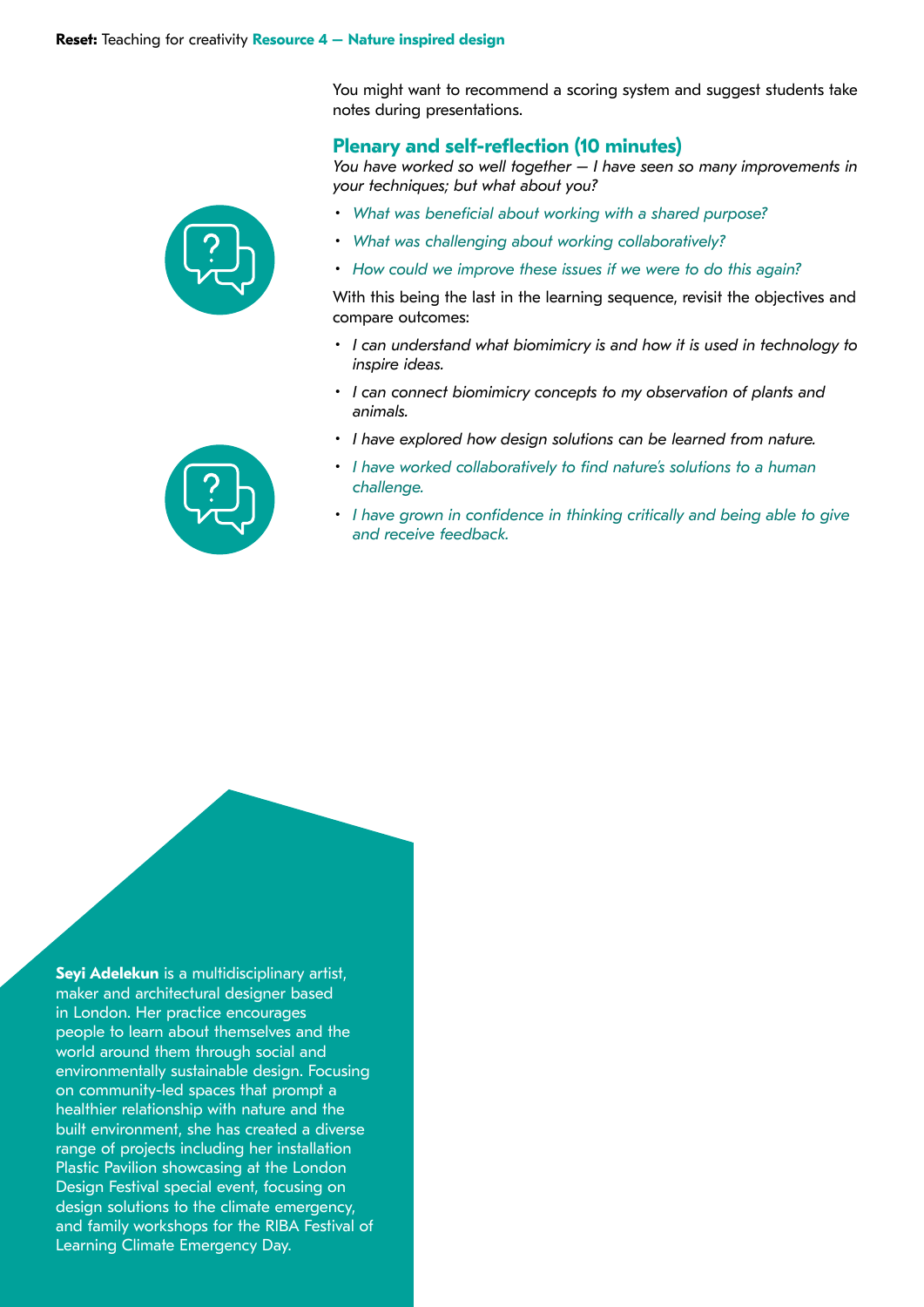You might want to recommend a scoring system and suggest students take notes during presentations.

## Plenary and self-reflection (10 minutes)

*You have worked so well together — I have seen so many improvements in your techniques; but what about you?*

- *What was beneficial about working with a shared purpose?*
- *What was challenging about working collaboratively?*
- *How could we improve these issues if we were to do this again?*

With this being the last in the learning sequence, revisit the objectives and compare outcomes:

- *I can understand what biomimicry is and how it is used in technology to inspire ideas.*
- *I can connect biomimicry concepts to my observation of plants and animals.*
- *I have explored how design solutions can be learned from nature.*
- *I have worked collaboratively to find nature's solutions to a human challenge.*
- *I have grown in confidence in thinking critically and being able to give and receive feedback.*

**Seyi Adelekun** is a multidisciplinary artist, maker and architectural designer based in London. Her practice encourages people to learn about themselves and the world around them through social and environmentally sustainable design. Focusing on community-led spaces that prompt a healthier relationship with nature and the built environment, she has created a diverse range of projects including her installation Plastic Pavilion showcasing at the London Design Festival special event, focusing on design solutions to the climate emergency, and family workshops for the RIBA Festival of Learning Climate Emergency Day.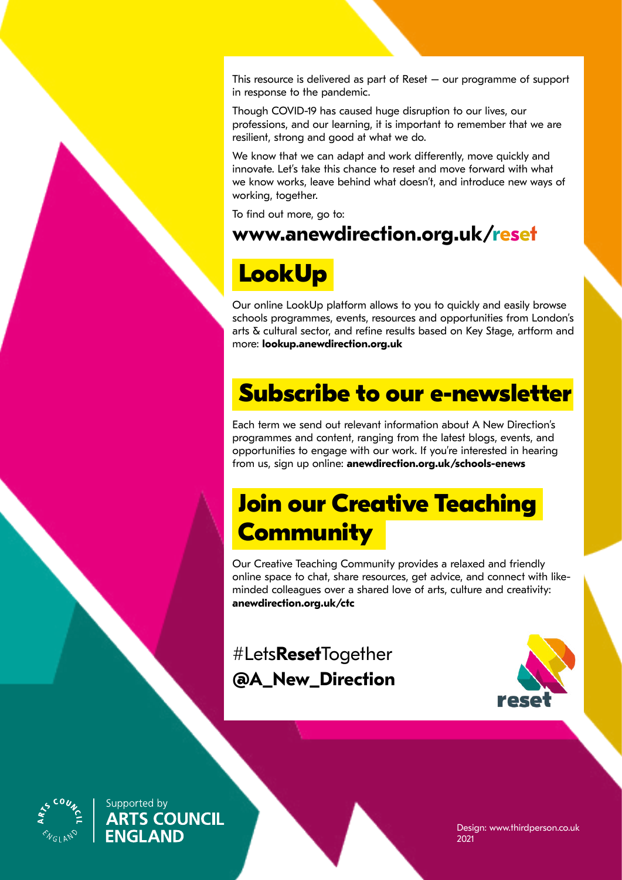This resource is delivered as part of Reset – our programme of support in response to the pandemic.

Though COVID-19 has caused huge disruption to our lives, our professions, and our learning, it is important to remember that we are resilient, strong and good at what we do.

We know that we can adapt and work differently, move quickly and innovate. Let's take this chance to reset and move forward with what we know works, leave behind what doesn't, and introduce new ways of working, together.

To find out more, go to:

**www.anewdirection.org.uk/reset**

## LookUp

Our online LookUp platform allows to you to quickly and easily browse schools programmes, events, resources and opportunities from London's arts & cultural sector, and refine results based on Key Stage, artform and more: **lookup.anewdirection.org.uk**

## Subscribe to our e-newsletter

Each term we send out relevant information about A New Direction's programmes and content, ranging from the latest blogs, events, and opportunities to engage with our work. If you're interested in hearing from us, sign up online: **anewdirection.org.uk/schools-enews**

## Join our Creative Teaching Community

Our Creative Teaching Community provides a relaxed and friendly online space to chat, share resources, get advice, and connect with like-minded colleagues over a shared love of arts, culture and creativity: **anewdirection.org.uk/ctc**

#Lets**Reset**Together
**@A_New_Direction**

reset

Supported by
**ARTS COUNCIL ENGLAND**

Design: www.thirdperson.co.uk
2021